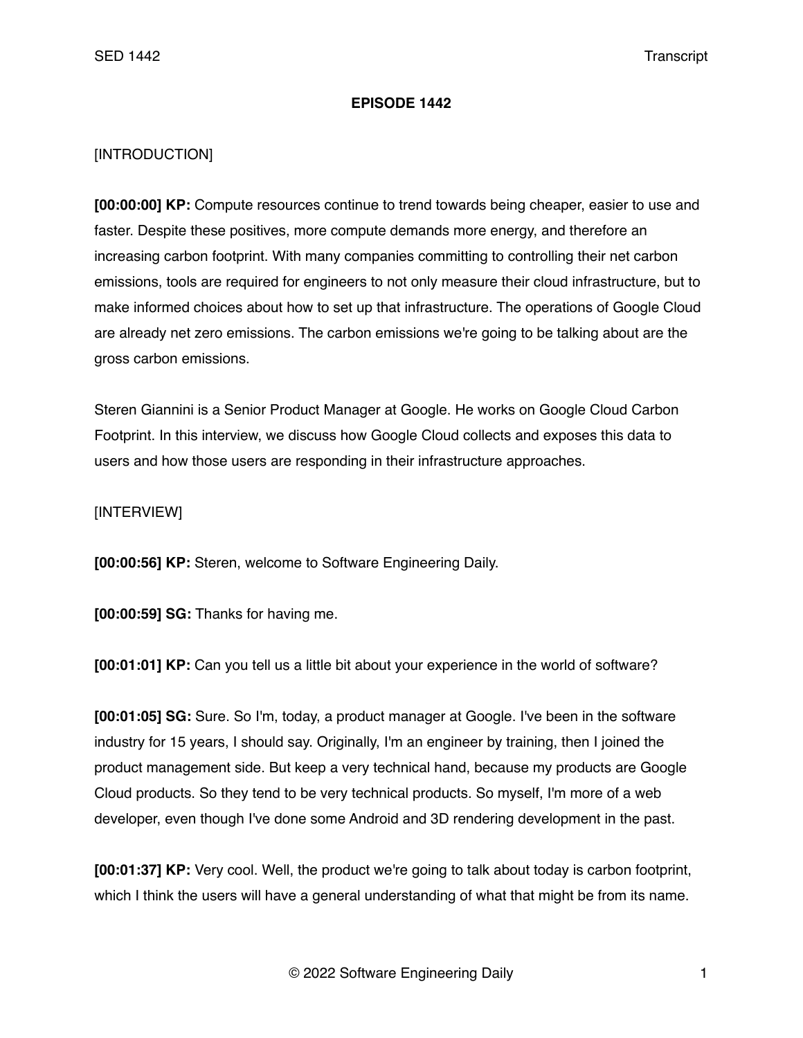# EPISODE 1442

[INTRODUCTION]

**[00:00:00] KP:** Compute resources continue to trend towards being cheaper, easier to use and faster. Despite these positives, more compute demands more energy, and therefore an increasing carbon footprint. With many companies committing to controlling their net carbon emissions, tools are required for engineers to not only measure their cloud infrastructure, but to make informed choices about how to set up that infrastructure. The operations of Google Cloud are already net zero emissions. The carbon emissions we're going to be talking about are the gross carbon emissions.

Steren Giannini is a Senior Product Manager at Google. He works on Google Cloud Carbon Footprint. In this interview, we discuss how Google Cloud collects and exposes this data to users and how those users are responding in their infrastructure approaches.

[INTERVIEW]

**[00:00:56] KP:** Steren, welcome to Software Engineering Daily.

**[00:00:59] SG:** Thanks for having me.

**[00:01:01] KP:** Can you tell us a little bit about your experience in the world of software?

**[00:01:05] SG:** Sure. So I'm, today, a product manager at Google. I've been in the software industry for 15 years, I should say. Originally, I'm an engineer by training, then I joined the product management side. But keep a very technical hand, because my products are Google Cloud products. So they tend to be very technical products. So myself, I'm more of a web developer, even though I've done some Android and 3D rendering development in the past.

**[00:01:37] KP:** Very cool. Well, the product we're going to talk about today is carbon footprint, which I think the users will have a general understanding of what that might be from its name.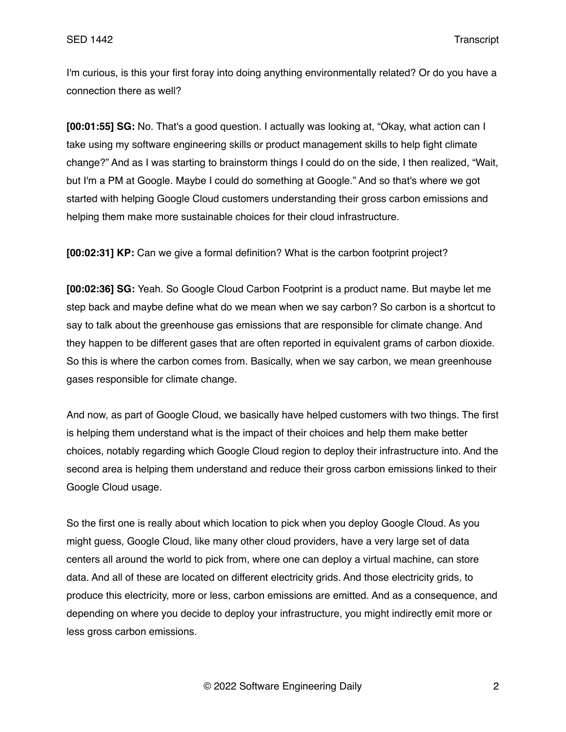I'm curious, is this your first foray into doing anything environmentally related? Or do you have a connection there as well?

**[00:01:55] SG:** No. That's a good question. I actually was looking at, "Okay, what action can I take using my software engineering skills or product management skills to help fight climate change?" And as I was starting to brainstorm things I could do on the side, I then realized, "Wait, but I'm a PM at Google. Maybe I could do something at Google." And so that's where we got started with helping Google Cloud customers understanding their gross carbon emissions and helping them make more sustainable choices for their cloud infrastructure.

**[00:02:31] KP:** Can we give a formal definition? What is the carbon footprint project?

**[00:02:36] SG:** Yeah. So Google Cloud Carbon Footprint is a product name. But maybe let me step back and maybe define what do we mean when we say carbon? So carbon is a shortcut to say to talk about the greenhouse gas emissions that are responsible for climate change. And they happen to be different gases that are often reported in equivalent grams of carbon dioxide. So this is where the carbon comes from. Basically, when we say carbon, we mean greenhouse gases responsible for climate change.

And now, as part of Google Cloud, we basically have helped customers with two things. The first is helping them understand what is the impact of their choices and help them make better choices, notably regarding which Google Cloud region to deploy their infrastructure into. And the second area is helping them understand and reduce their gross carbon emissions linked to their Google Cloud usage.

So the first one is really about which location to pick when you deploy Google Cloud. As you might guess, Google Cloud, like many other cloud providers, have a very large set of data centers all around the world to pick from, where one can deploy a virtual machine, can store data. And all of these are located on different electricity grids. And those electricity grids, to produce this electricity, more or less, carbon emissions are emitted. And as a consequence, and depending on where you decide to deploy your infrastructure, you might indirectly emit more or less gross carbon emissions.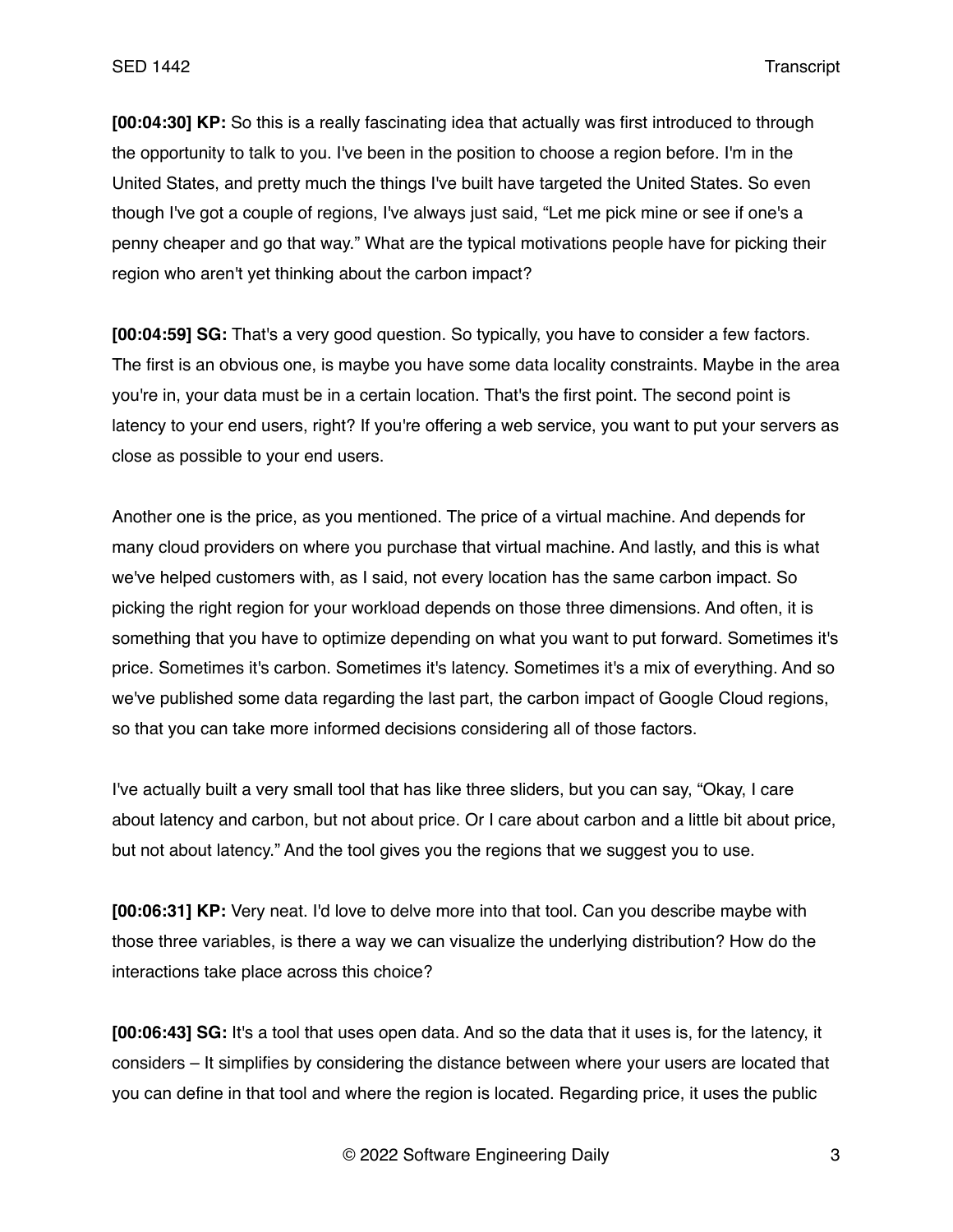**[00:04:30] KP:** So this is a really fascinating idea that actually was first introduced to through the opportunity to talk to you. I've been in the position to choose a region before. I'm in the United States, and pretty much the things I've built have targeted the United States. So even though I've got a couple of regions, I've always just said, "Let me pick mine or see if one's a penny cheaper and go that way." What are the typical motivations people have for picking their region who aren't yet thinking about the carbon impact?

**[00:04:59] SG:** That's a very good question. So typically, you have to consider a few factors. The first is an obvious one, is maybe you have some data locality constraints. Maybe in the area you're in, your data must be in a certain location. That's the first point. The second point is latency to your end users, right? If you're offering a web service, you want to put your servers as close as possible to your end users.

Another one is the price, as you mentioned. The price of a virtual machine. And depends for many cloud providers on where you purchase that virtual machine. And lastly, and this is what we've helped customers with, as I said, not every location has the same carbon impact. So picking the right region for your workload depends on those three dimensions. And often, it is something that you have to optimize depending on what you want to put forward. Sometimes it's price. Sometimes it's carbon. Sometimes it's latency. Sometimes it's a mix of everything. And so we've published some data regarding the last part, the carbon impact of Google Cloud regions, so that you can take more informed decisions considering all of those factors.

I've actually built a very small tool that has like three sliders, but you can say, "Okay, I care about latency and carbon, but not about price. Or I care about carbon and a little bit about price, but not about latency." And the tool gives you the regions that we suggest you to use.

**[00:06:31] KP:** Very neat. I'd love to delve more into that tool. Can you describe maybe with those three variables, is there a way we can visualize the underlying distribution? How do the interactions take place across this choice?

**[00:06:43] SG:** It's a tool that uses open data. And so the data that it uses is, for the latency, it considers – It simplifies by considering the distance between where your users are located that you can define in that tool and where the region is located. Regarding price, it uses the public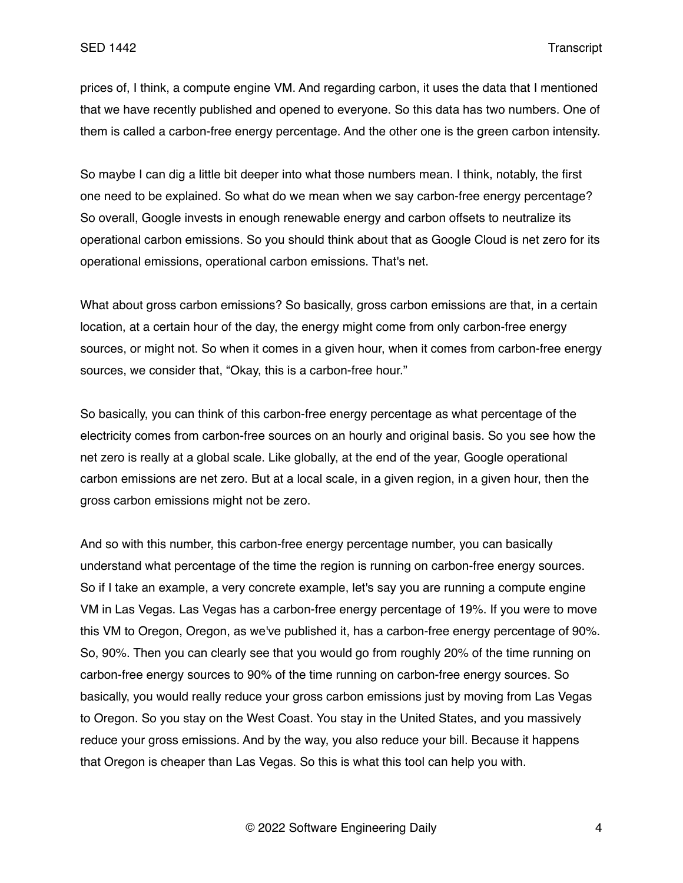prices of, I think, a compute engine VM. And regarding carbon, it uses the data that I mentioned that we have recently published and opened to everyone. So this data has two numbers. One of them is called a carbon-free energy percentage. And the other one is the green carbon intensity.

So maybe I can dig a little bit deeper into what those numbers mean. I think, notably, the first one need to be explained. So what do we mean when we say carbon-free energy percentage? So overall, Google invests in enough renewable energy and carbon offsets to neutralize its operational carbon emissions. So you should think about that as Google Cloud is net zero for its operational emissions, operational carbon emissions. That's net.

What about gross carbon emissions? So basically, gross carbon emissions are that, in a certain location, at a certain hour of the day, the energy might come from only carbon-free energy sources, or might not. So when it comes in a given hour, when it comes from carbon-free energy sources, we consider that, "Okay, this is a carbon-free hour."

So basically, you can think of this carbon-free energy percentage as what percentage of the electricity comes from carbon-free sources on an hourly and original basis. So you see how the net zero is really at a global scale. Like globally, at the end of the year, Google operational carbon emissions are net zero. But at a local scale, in a given region, in a given hour, then the gross carbon emissions might not be zero.

And so with this number, this carbon-free energy percentage number, you can basically understand what percentage of the time the region is running on carbon-free energy sources. So if I take an example, a very concrete example, let's say you are running a compute engine VM in Las Vegas. Las Vegas has a carbon-free energy percentage of 19%. If you were to move this VM to Oregon, Oregon, as we've published it, has a carbon-free energy percentage of 90%. So, 90%. Then you can clearly see that you would go from roughly 20% of the time running on carbon-free energy sources to 90% of the time running on carbon-free energy sources. So basically, you would really reduce your gross carbon emissions just by moving from Las Vegas to Oregon. So you stay on the West Coast. You stay in the United States, and you massively reduce your gross emissions. And by the way, you also reduce your bill. Because it happens that Oregon is cheaper than Las Vegas. So this is what this tool can help you with.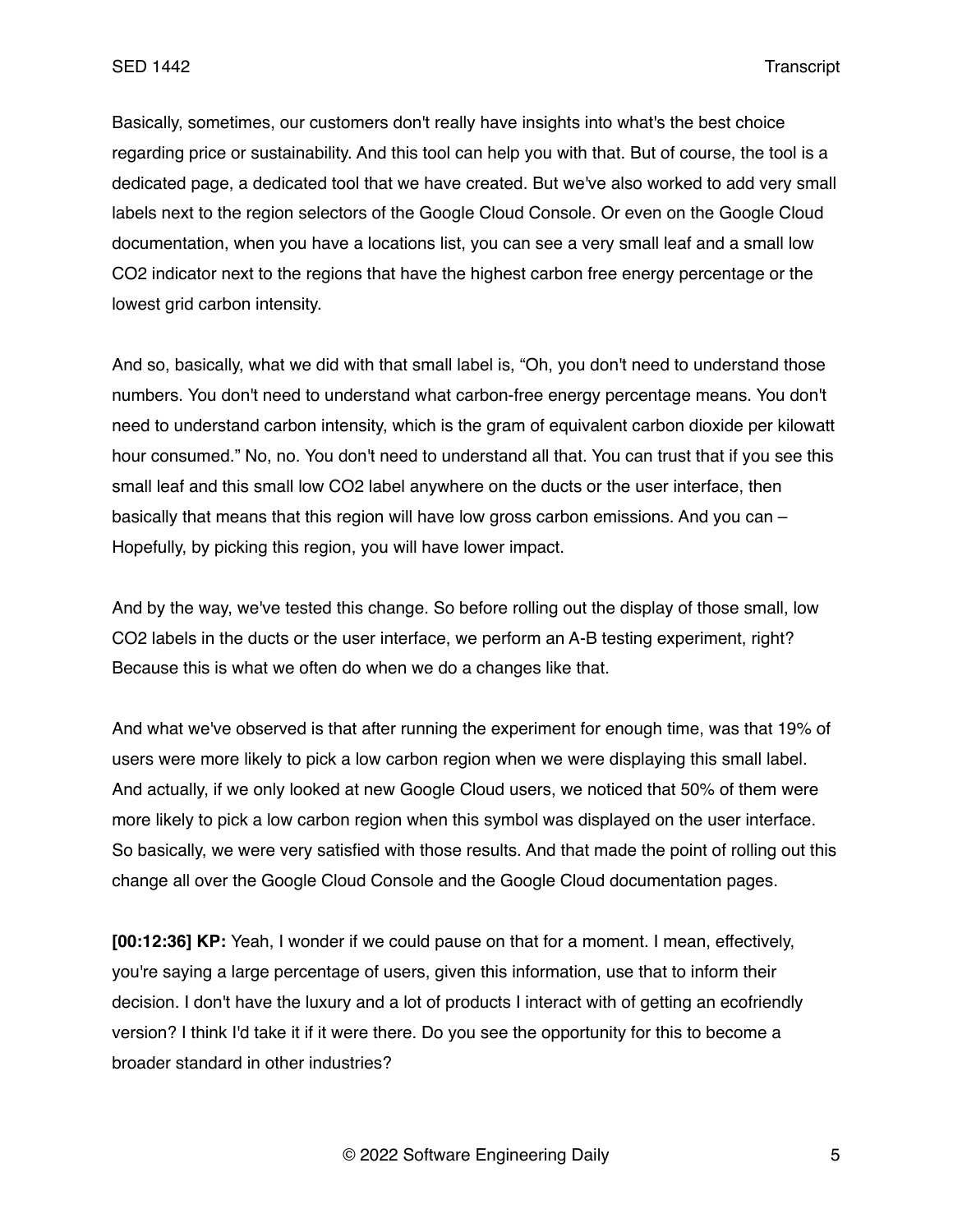Basically, sometimes, our customers don't really have insights into what's the best choice regarding price or sustainability. And this tool can help you with that. But of course, the tool is a dedicated page, a dedicated tool that we have created. But we've also worked to add very small labels next to the region selectors of the Google Cloud Console. Or even on the Google Cloud documentation, when you have a locations list, you can see a very small leaf and a small low CO2 indicator next to the regions that have the highest carbon free energy percentage or the lowest grid carbon intensity.

And so, basically, what we did with that small label is, "Oh, you don't need to understand those numbers. You don't need to understand what carbon-free energy percentage means. You don't need to understand carbon intensity, which is the gram of equivalent carbon dioxide per kilowatt hour consumed." No, no. You don't need to understand all that. You can trust that if you see this small leaf and this small low CO2 label anywhere on the ducts or the user interface, then basically that means that this region will have low gross carbon emissions. And you can – Hopefully, by picking this region, you will have lower impact.

And by the way, we've tested this change. So before rolling out the display of those small, low CO2 labels in the ducts or the user interface, we perform an A-B testing experiment, right? Because this is what we often do when we do a changes like that.

And what we've observed is that after running the experiment for enough time, was that 19% of users were more likely to pick a low carbon region when we were displaying this small label. And actually, if we only looked at new Google Cloud users, we noticed that 50% of them were more likely to pick a low carbon region when this symbol was displayed on the user interface. So basically, we were very satisfied with those results. And that made the point of rolling out this change all over the Google Cloud Console and the Google Cloud documentation pages.

**[00:12:36] KP:** Yeah, I wonder if we could pause on that for a moment. I mean, effectively, you're saying a large percentage of users, given this information, use that to inform their decision. I don't have the luxury and a lot of products I interact with of getting an ecofriendly version? I think I'd take it if it were there. Do you see the opportunity for this to become a broader standard in other industries?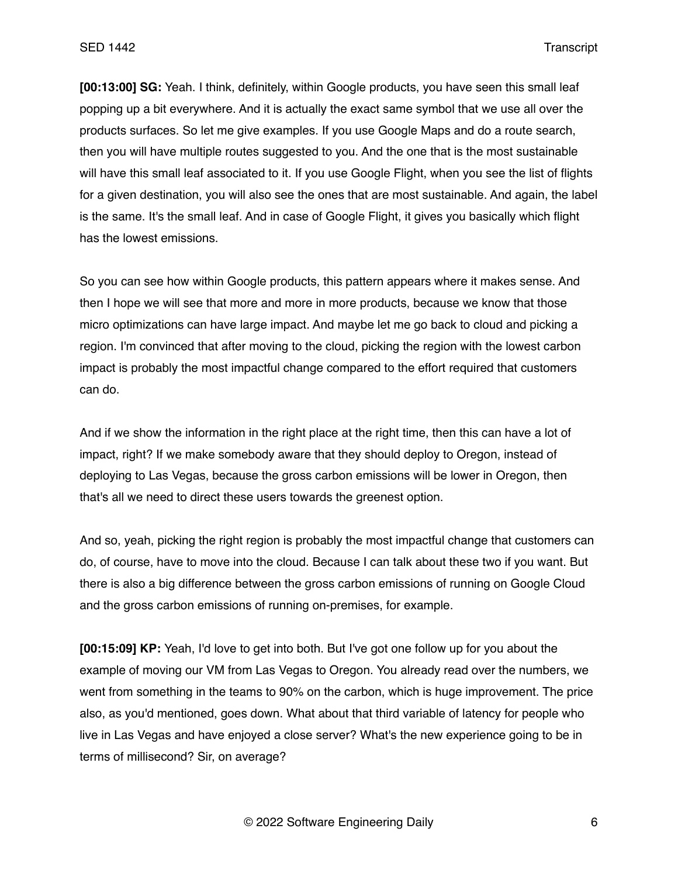**[00:13:00] SG:** Yeah. I think, definitely, within Google products, you have seen this small leaf popping up a bit everywhere. And it is actually the exact same symbol that we use all over the products surfaces. So let me give examples. If you use Google Maps and do a route search, then you will have multiple routes suggested to you. And the one that is the most sustainable will have this small leaf associated to it. If you use Google Flight, when you see the list of flights for a given destination, you will also see the ones that are most sustainable. And again, the label is the same. It's the small leaf. And in case of Google Flight, it gives you basically which flight has the lowest emissions.

So you can see how within Google products, this pattern appears where it makes sense. And then I hope we will see that more and more in more products, because we know that those micro optimizations can have large impact. And maybe let me go back to cloud and picking a region. I'm convinced that after moving to the cloud, picking the region with the lowest carbon impact is probably the most impactful change compared to the effort required that customers can do.

And if we show the information in the right place at the right time, then this can have a lot of impact, right? If we make somebody aware that they should deploy to Oregon, instead of deploying to Las Vegas, because the gross carbon emissions will be lower in Oregon, then that's all we need to direct these users towards the greenest option.

And so, yeah, picking the right region is probably the most impactful change that customers can do, of course, have to move into the cloud. Because I can talk about these two if you want. But there is also a big difference between the gross carbon emissions of running on Google Cloud and the gross carbon emissions of running on-premises, for example.

**[00:15:09] KP:** Yeah, I'd love to get into both. But I've got one follow up for you about the example of moving our VM from Las Vegas to Oregon. You already read over the numbers, we went from something in the teams to 90% on the carbon, which is huge improvement. The price also, as you'd mentioned, goes down. What about that third variable of latency for people who live in Las Vegas and have enjoyed a close server? What's the new experience going to be in terms of millisecond? Sir, on average?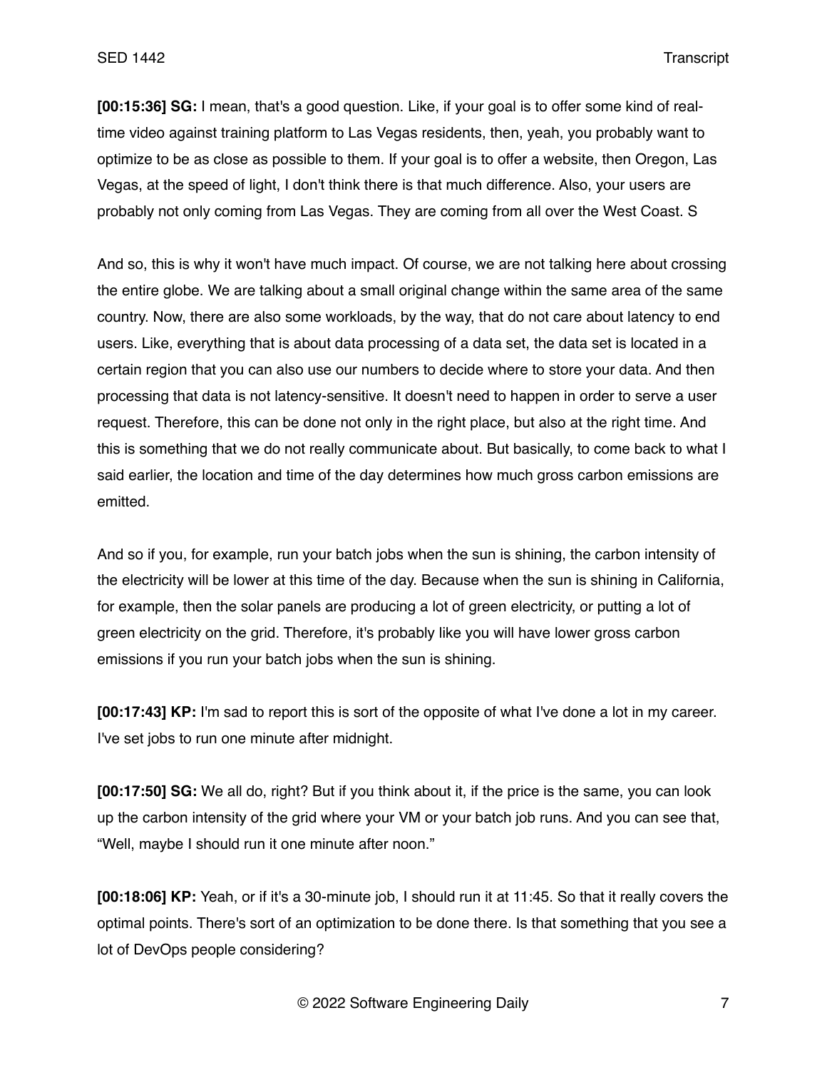**[00:15:36] SG:** I mean, that's a good question. Like, if your goal is to offer some kind of real-time video against training platform to Las Vegas residents, then, yeah, you probably want to optimize to be as close as possible to them. If your goal is to offer a website, then Oregon, Las Vegas, at the speed of light, I don't think there is that much difference. Also, your users are probably not only coming from Las Vegas. They are coming from all over the West Coast. S

And so, this is why it won't have much impact. Of course, we are not talking here about crossing the entire globe. We are talking about a small original change within the same area of the same country. Now, there are also some workloads, by the way, that do not care about latency to end users. Like, everything that is about data processing of a data set, the data set is located in a certain region that you can also use our numbers to decide where to store your data. And then processing that data is not latency-sensitive. It doesn't need to happen in order to serve a user request. Therefore, this can be done not only in the right place, but also at the right time. And this is something that we do not really communicate about. But basically, to come back to what I said earlier, the location and time of the day determines how much gross carbon emissions are emitted.

And so if you, for example, run your batch jobs when the sun is shining, the carbon intensity of the electricity will be lower at this time of the day. Because when the sun is shining in California, for example, then the solar panels are producing a lot of green electricity, or putting a lot of green electricity on the grid. Therefore, it's probably like you will have lower gross carbon emissions if you run your batch jobs when the sun is shining.

**[00:17:43] KP:** I'm sad to report this is sort of the opposite of what I've done a lot in my career. I've set jobs to run one minute after midnight.

**[00:17:50] SG:** We all do, right? But if you think about it, if the price is the same, you can look up the carbon intensity of the grid where your VM or your batch job runs. And you can see that, "Well, maybe I should run it one minute after noon."

**[00:18:06] KP:** Yeah, or if it's a 30-minute job, I should run it at 11:45. So that it really covers the optimal points. There's sort of an optimization to be done there. Is that something that you see a lot of DevOps people considering?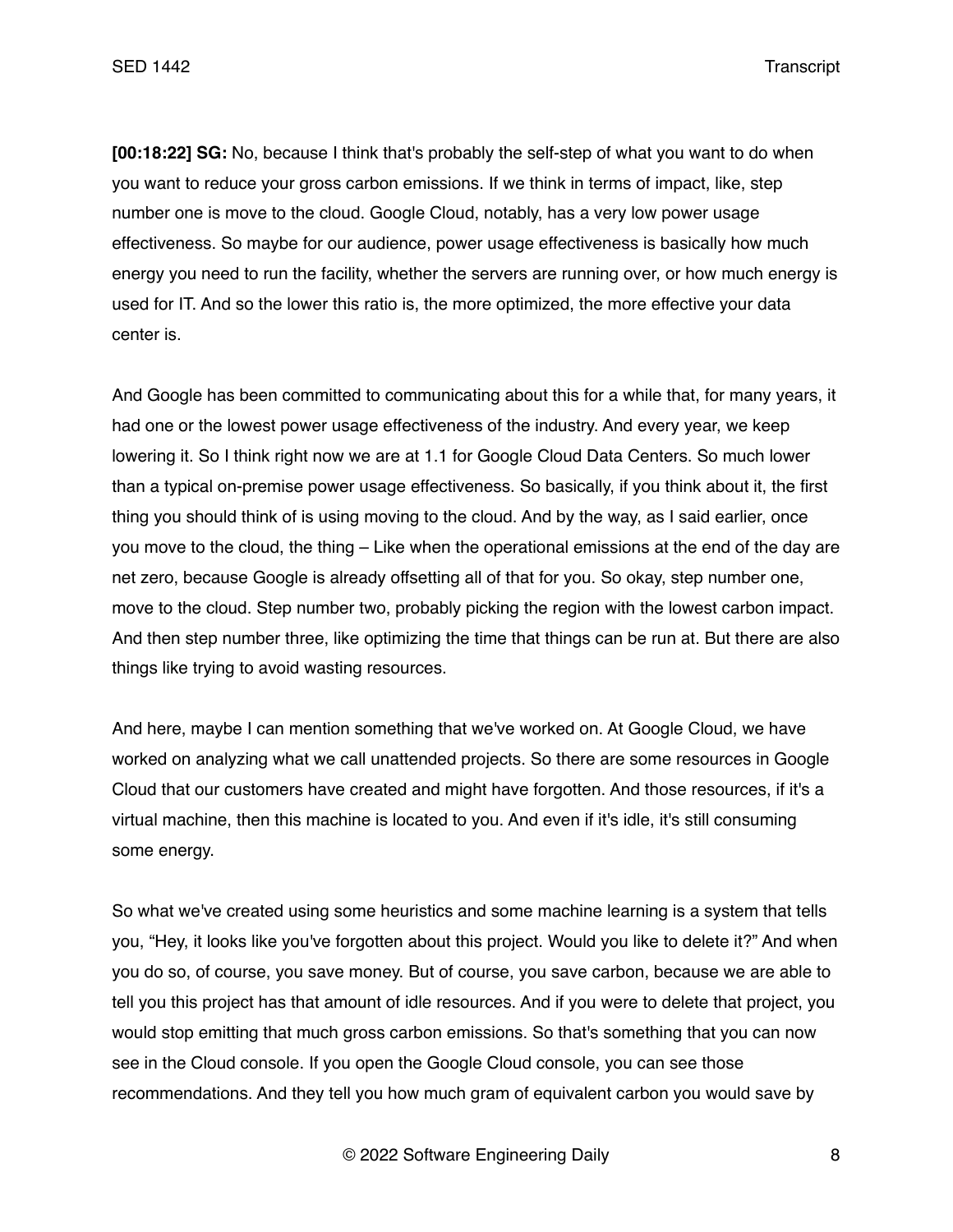**[00:18:22] SG:** No, because I think that's probably the self-step of what you want to do when you want to reduce your gross carbon emissions. If we think in terms of impact, like, step number one is move to the cloud. Google Cloud, notably, has a very low power usage effectiveness. So maybe for our audience, power usage effectiveness is basically how much energy you need to run the facility, whether the servers are running over, or how much energy is used for IT. And so the lower this ratio is, the more optimized, the more effective your data center is.

And Google has been committed to communicating about this for a while that, for many years, it had one or the lowest power usage effectiveness of the industry. And every year, we keep lowering it. So I think right now we are at 1.1 for Google Cloud Data Centers. So much lower than a typical on-premise power usage effectiveness. So basically, if you think about it, the first thing you should think of is using moving to the cloud. And by the way, as I said earlier, once you move to the cloud, the thing – Like when the operational emissions at the end of the day are net zero, because Google is already offsetting all of that for you. So okay, step number one, move to the cloud. Step number two, probably picking the region with the lowest carbon impact. And then step number three, like optimizing the time that things can be run at. But there are also things like trying to avoid wasting resources.

And here, maybe I can mention something that we've worked on. At Google Cloud, we have worked on analyzing what we call unattended projects. So there are some resources in Google Cloud that our customers have created and might have forgotten. And those resources, if it's a virtual machine, then this machine is located to you. And even if it's idle, it's still consuming some energy.

So what we've created using some heuristics and some machine learning is a system that tells you, "Hey, it looks like you've forgotten about this project. Would you like to delete it?" And when you do so, of course, you save money. But of course, you save carbon, because we are able to tell you this project has that amount of idle resources. And if you were to delete that project, you would stop emitting that much gross carbon emissions. So that's something that you can now see in the Cloud console. If you open the Google Cloud console, you can see those recommendations. And they tell you how much gram of equivalent carbon you would save by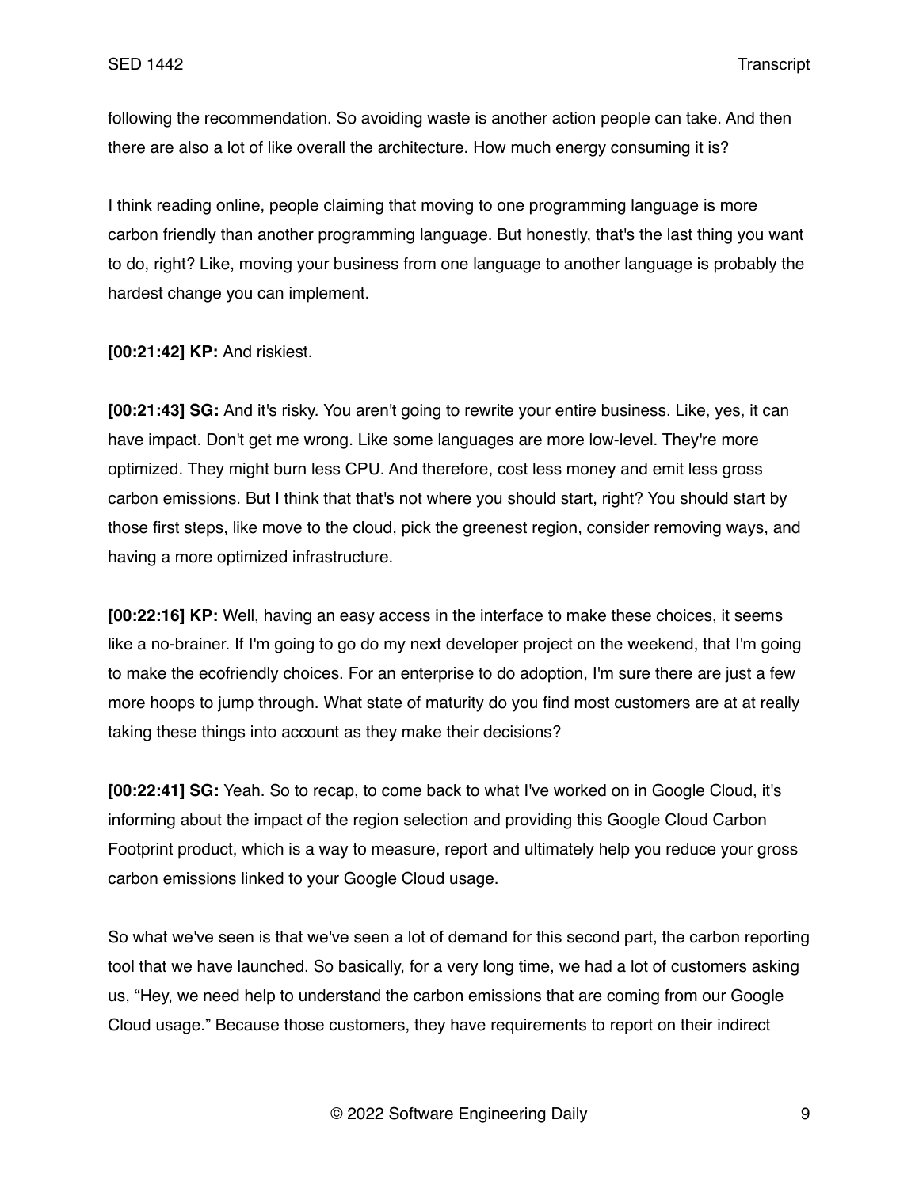following the recommendation. So avoiding waste is another action people can take. And then there are also a lot of like overall the architecture. How much energy consuming it is?

I think reading online, people claiming that moving to one programming language is more carbon friendly than another programming language. But honestly, that's the last thing you want to do, right? Like, moving your business from one language to another language is probably the hardest change you can implement.

**[00:21:42] KP:** And riskiest.

**[00:21:43] SG:** And it's risky. You aren't going to rewrite your entire business. Like, yes, it can have impact. Don't get me wrong. Like some languages are more low-level. They're more optimized. They might burn less CPU. And therefore, cost less money and emit less gross carbon emissions. But I think that that's not where you should start, right? You should start by those first steps, like move to the cloud, pick the greenest region, consider removing ways, and having a more optimized infrastructure.

**[00:22:16] KP:** Well, having an easy access in the interface to make these choices, it seems like a no-brainer. If I'm going to go do my next developer project on the weekend, that I'm going to make the ecofriendly choices. For an enterprise to do adoption, I'm sure there are just a few more hoops to jump through. What state of maturity do you find most customers are at at really taking these things into account as they make their decisions?

**[00:22:41] SG:** Yeah. So to recap, to come back to what I've worked on in Google Cloud, it's informing about the impact of the region selection and providing this Google Cloud Carbon Footprint product, which is a way to measure, report and ultimately help you reduce your gross carbon emissions linked to your Google Cloud usage.

So what we've seen is that we've seen a lot of demand for this second part, the carbon reporting tool that we have launched. So basically, for a very long time, we had a lot of customers asking us, "Hey, we need help to understand the carbon emissions that are coming from our Google Cloud usage." Because those customers, they have requirements to report on their indirect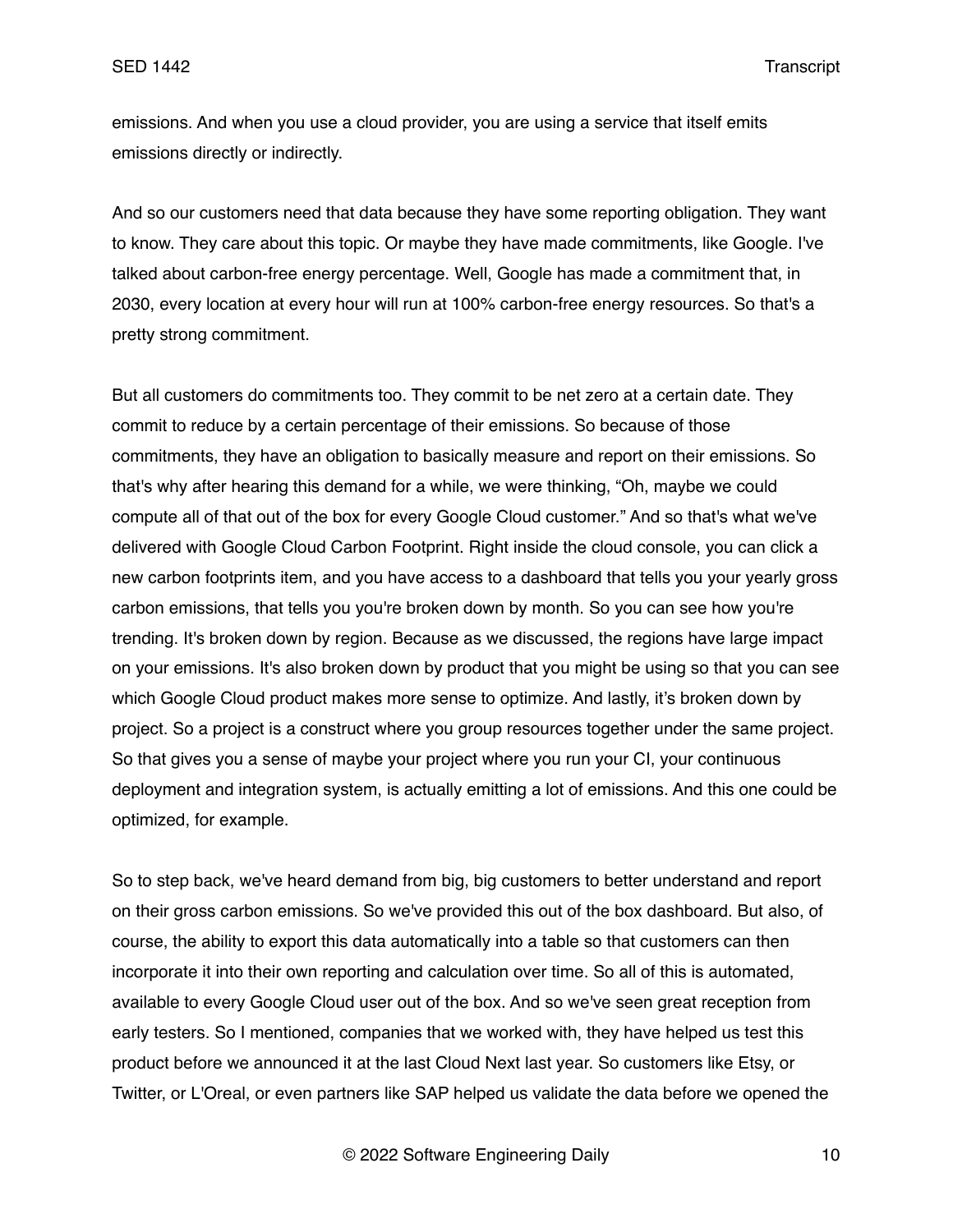emissions. And when you use a cloud provider, you are using a service that itself emits emissions directly or indirectly.

And so our customers need that data because they have some reporting obligation. They want to know. They care about this topic. Or maybe they have made commitments, like Google. I've talked about carbon-free energy percentage. Well, Google has made a commitment that, in 2030, every location at every hour will run at 100% carbon-free energy resources. So that's a pretty strong commitment.

But all customers do commitments too. They commit to be net zero at a certain date. They commit to reduce by a certain percentage of their emissions. So because of those commitments, they have an obligation to basically measure and report on their emissions. So that's why after hearing this demand for a while, we were thinking, "Oh, maybe we could compute all of that out of the box for every Google Cloud customer." And so that's what we've delivered with Google Cloud Carbon Footprint. Right inside the cloud console, you can click a new carbon footprints item, and you have access to a dashboard that tells you your yearly gross carbon emissions, that tells you you're broken down by month. So you can see how you're trending. It's broken down by region. Because as we discussed, the regions have large impact on your emissions. It's also broken down by product that you might be using so that you can see which Google Cloud product makes more sense to optimize. And lastly, it's broken down by project. So a project is a construct where you group resources together under the same project. So that gives you a sense of maybe your project where you run your CI, your continuous deployment and integration system, is actually emitting a lot of emissions. And this one could be optimized, for example.

So to step back, we've heard demand from big, big customers to better understand and report on their gross carbon emissions. So we've provided this out of the box dashboard. But also, of course, the ability to export this data automatically into a table so that customers can then incorporate it into their own reporting and calculation over time. So all of this is automated, available to every Google Cloud user out of the box. And so we've seen great reception from early testers. So I mentioned, companies that we worked with, they have helped us test this product before we announced it at the last Cloud Next last year. So customers like Etsy, or Twitter, or L'Oreal, or even partners like SAP helped us validate the data before we opened the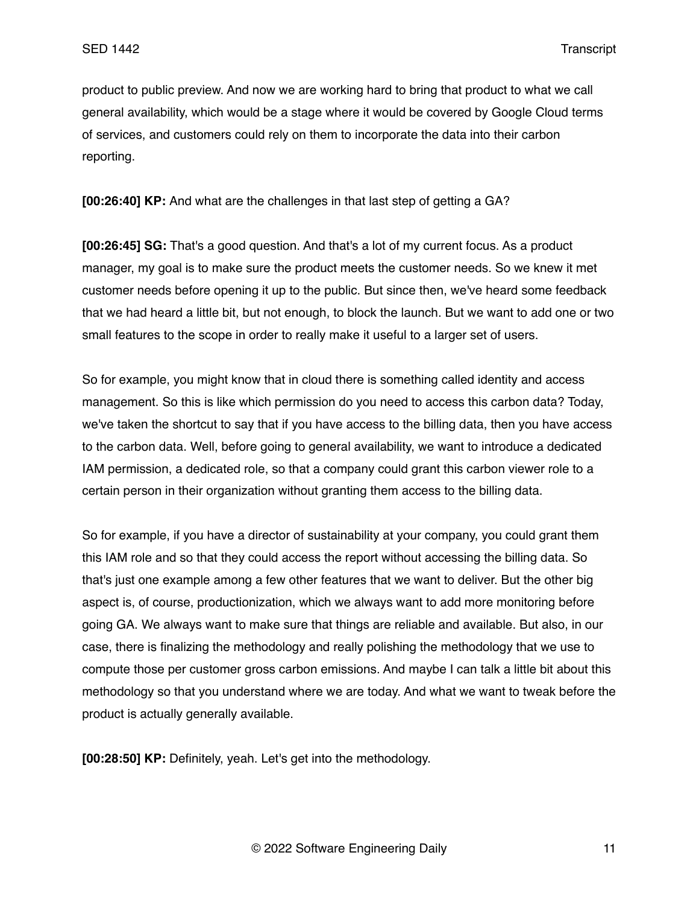product to public preview. And now we are working hard to bring that product to what we call general availability, which would be a stage where it would be covered by Google Cloud terms of services, and customers could rely on them to incorporate the data into their carbon reporting.

**[00:26:40] KP:** And what are the challenges in that last step of getting a GA?

**[00:26:45] SG:** That's a good question. And that's a lot of my current focus. As a product manager, my goal is to make sure the product meets the customer needs. So we knew it met customer needs before opening it up to the public. But since then, we've heard some feedback that we had heard a little bit, but not enough, to block the launch. But we want to add one or two small features to the scope in order to really make it useful to a larger set of users.

So for example, you might know that in cloud there is something called identity and access management. So this is like which permission do you need to access this carbon data? Today, we've taken the shortcut to say that if you have access to the billing data, then you have access to the carbon data. Well, before going to general availability, we want to introduce a dedicated IAM permission, a dedicated role, so that a company could grant this carbon viewer role to a certain person in their organization without granting them access to the billing data.

So for example, if you have a director of sustainability at your company, you could grant them this IAM role and so that they could access the report without accessing the billing data. So that's just one example among a few other features that we want to deliver. But the other big aspect is, of course, productionization, which we always want to add more monitoring before going GA. We always want to make sure that things are reliable and available. But also, in our case, there is finalizing the methodology and really polishing the methodology that we use to compute those per customer gross carbon emissions. And maybe I can talk a little bit about this methodology so that you understand where we are today. And what we want to tweak before the product is actually generally available.

**[00:28:50] KP:** Definitely, yeah. Let's get into the methodology.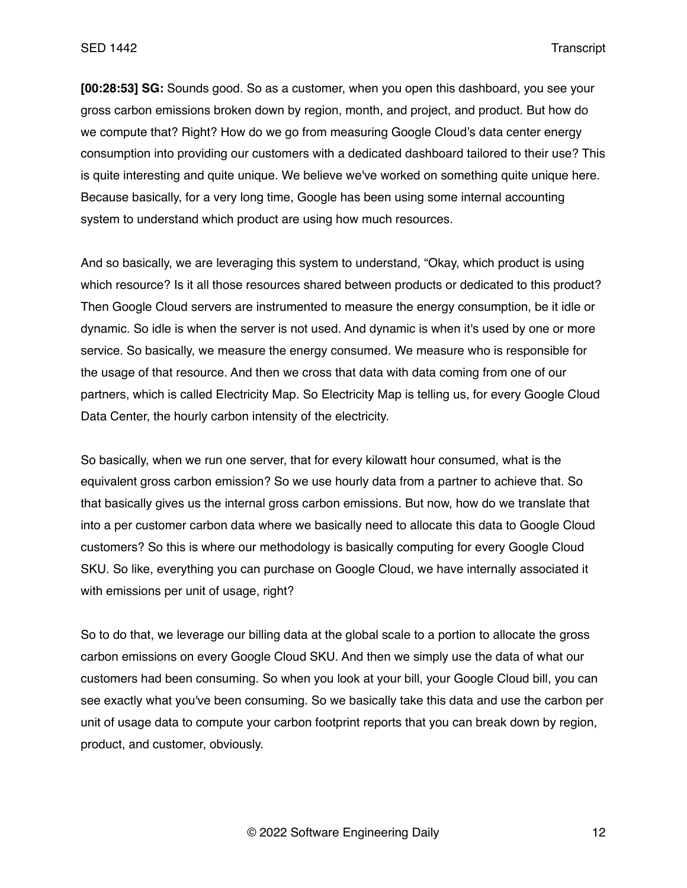**[00:28:53] SG:** Sounds good. So as a customer, when you open this dashboard, you see your gross carbon emissions broken down by region, month, and project, and product. But how do we compute that? Right? How do we go from measuring Google Cloud's data center energy consumption into providing our customers with a dedicated dashboard tailored to their use? This is quite interesting and quite unique. We believe we've worked on something quite unique here. Because basically, for a very long time, Google has been using some internal accounting system to understand which product are using how much resources.

And so basically, we are leveraging this system to understand, "Okay, which product is using which resource? Is it all those resources shared between products or dedicated to this product? Then Google Cloud servers are instrumented to measure the energy consumption, be it idle or dynamic. So idle is when the server is not used. And dynamic is when it's used by one or more service. So basically, we measure the energy consumed. We measure who is responsible for the usage of that resource. And then we cross that data with data coming from one of our partners, which is called Electricity Map. So Electricity Map is telling us, for every Google Cloud Data Center, the hourly carbon intensity of the electricity.

So basically, when we run one server, that for every kilowatt hour consumed, what is the equivalent gross carbon emission? So we use hourly data from a partner to achieve that. So that basically gives us the internal gross carbon emissions. But now, how do we translate that into a per customer carbon data where we basically need to allocate this data to Google Cloud customers? So this is where our methodology is basically computing for every Google Cloud SKU. So like, everything you can purchase on Google Cloud, we have internally associated it with emissions per unit of usage, right?

So to do that, we leverage our billing data at the global scale to a portion to allocate the gross carbon emissions on every Google Cloud SKU. And then we simply use the data of what our customers had been consuming. So when you look at your bill, your Google Cloud bill, you can see exactly what you've been consuming. So we basically take this data and use the carbon per unit of usage data to compute your carbon footprint reports that you can break down by region, product, and customer, obviously.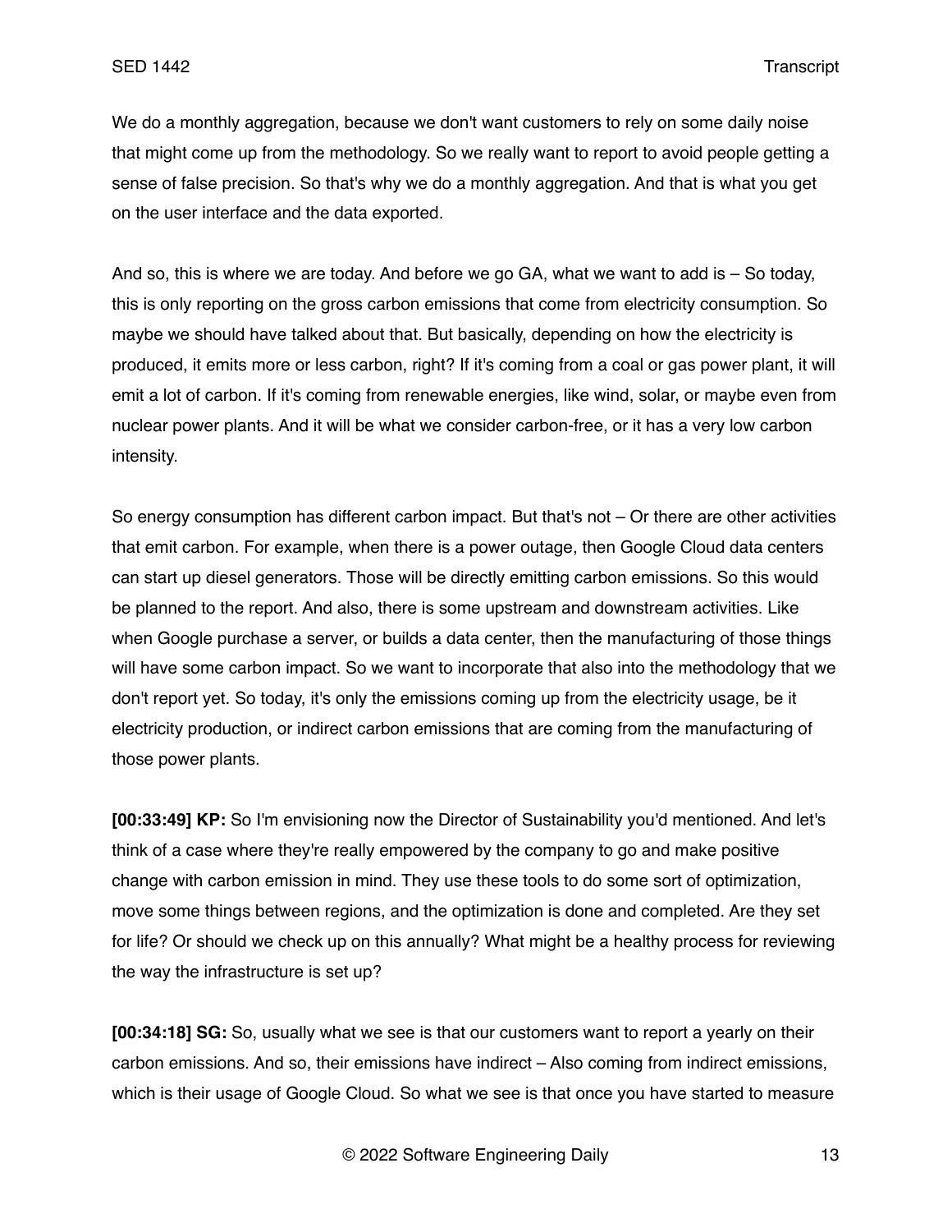We do a monthly aggregation, because we don't want customers to rely on some daily noise that might come up from the methodology. So we really want to report to avoid people getting a sense of false precision. So that's why we do a monthly aggregation. And that is what you get on the user interface and the data exported.

And so, this is where we are today. And before we go GA, what we want to add is – So today, this is only reporting on the gross carbon emissions that come from electricity consumption. So maybe we should have talked about that. But basically, depending on how the electricity is produced, it emits more or less carbon, right? If it's coming from a coal or gas power plant, it will emit a lot of carbon. If it's coming from renewable energies, like wind, solar, or maybe even from nuclear power plants. And it will be what we consider carbon-free, or it has a very low carbon intensity.

So energy consumption has different carbon impact. But that's not – Or there are other activities that emit carbon. For example, when there is a power outage, then Google Cloud data centers can start up diesel generators. Those will be directly emitting carbon emissions. So this would be planned to the report. And also, there is some upstream and downstream activities. Like when Google purchase a server, or builds a data center, then the manufacturing of those things will have some carbon impact. So we want to incorporate that also into the methodology that we don't report yet. So today, it's only the emissions coming up from the electricity usage, be it electricity production, or indirect carbon emissions that are coming from the manufacturing of those power plants.

**[00:33:49] KP:** So I'm envisioning now the Director of Sustainability you'd mentioned. And let's think of a case where they're really empowered by the company to go and make positive change with carbon emission in mind. They use these tools to do some sort of optimization, move some things between regions, and the optimization is done and completed. Are they set for life? Or should we check up on this annually? What might be a healthy process for reviewing the way the infrastructure is set up?

**[00:34:18] SG:** So, usually what we see is that our customers want to report a yearly on their carbon emissions. And so, their emissions have indirect – Also coming from indirect emissions, which is their usage of Google Cloud. So what we see is that once you have started to measure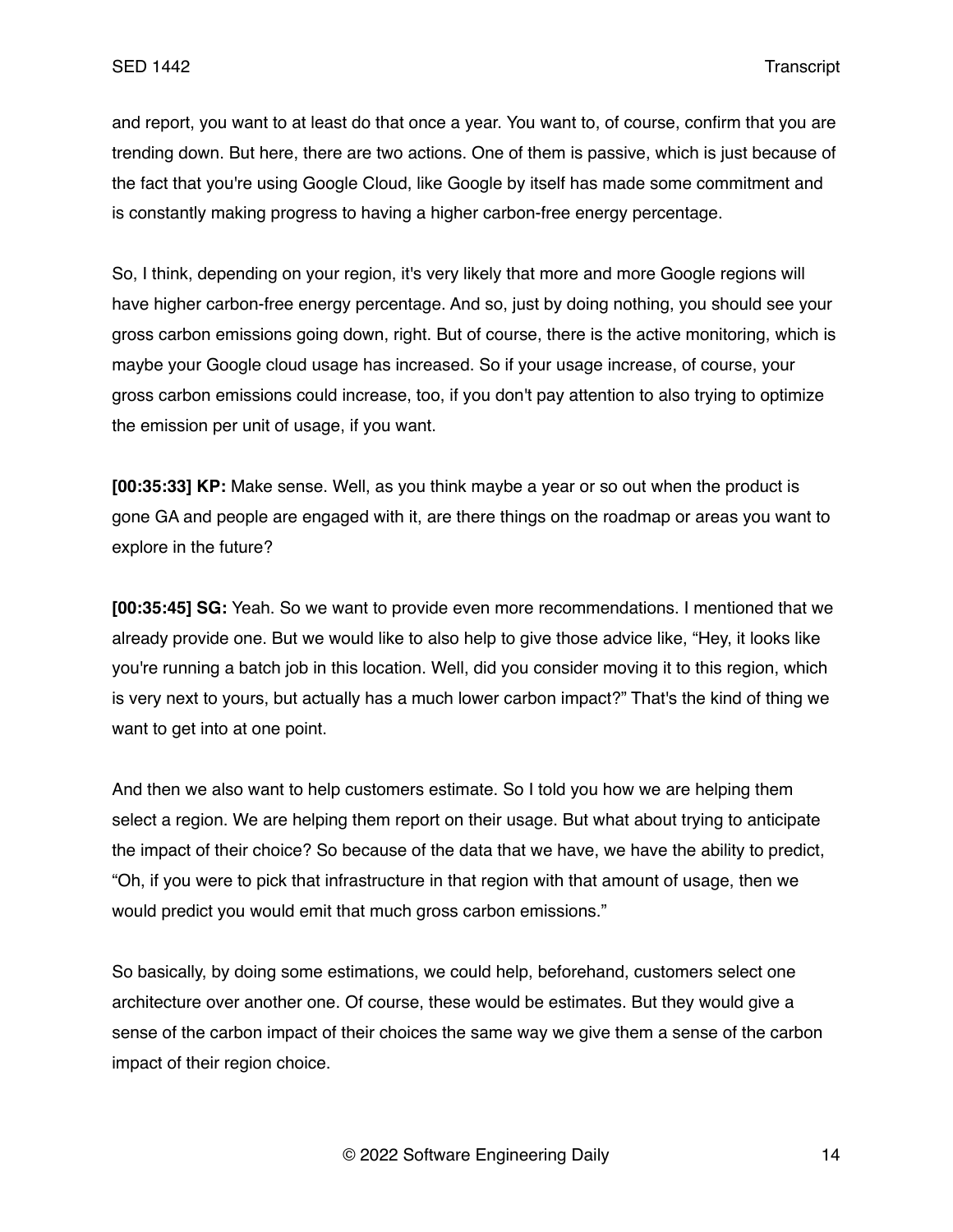and report, you want to at least do that once a year. You want to, of course, confirm that you are trending down. But here, there are two actions. One of them is passive, which is just because of the fact that you're using Google Cloud, like Google by itself has made some commitment and is constantly making progress to having a higher carbon-free energy percentage.

So, I think, depending on your region, it's very likely that more and more Google regions will have higher carbon-free energy percentage. And so, just by doing nothing, you should see your gross carbon emissions going down, right. But of course, there is the active monitoring, which is maybe your Google cloud usage has increased. So if your usage increase, of course, your gross carbon emissions could increase, too, if you don't pay attention to also trying to optimize the emission per unit of usage, if you want.

**[00:35:33] KP:** Make sense. Well, as you think maybe a year or so out when the product is gone GA and people are engaged with it, are there things on the roadmap or areas you want to explore in the future?

**[00:35:45] SG:** Yeah. So we want to provide even more recommendations. I mentioned that we already provide one. But we would like to also help to give those advice like, "Hey, it looks like you're running a batch job in this location. Well, did you consider moving it to this region, which is very next to yours, but actually has a much lower carbon impact?" That's the kind of thing we want to get into at one point.

And then we also want to help customers estimate. So I told you how we are helping them select a region. We are helping them report on their usage. But what about trying to anticipate the impact of their choice? So because of the data that we have, we have the ability to predict, "Oh, if you were to pick that infrastructure in that region with that amount of usage, then we would predict you would emit that much gross carbon emissions."

So basically, by doing some estimations, we could help, beforehand, customers select one architecture over another one. Of course, these would be estimates. But they would give a sense of the carbon impact of their choices the same way we give them a sense of the carbon impact of their region choice.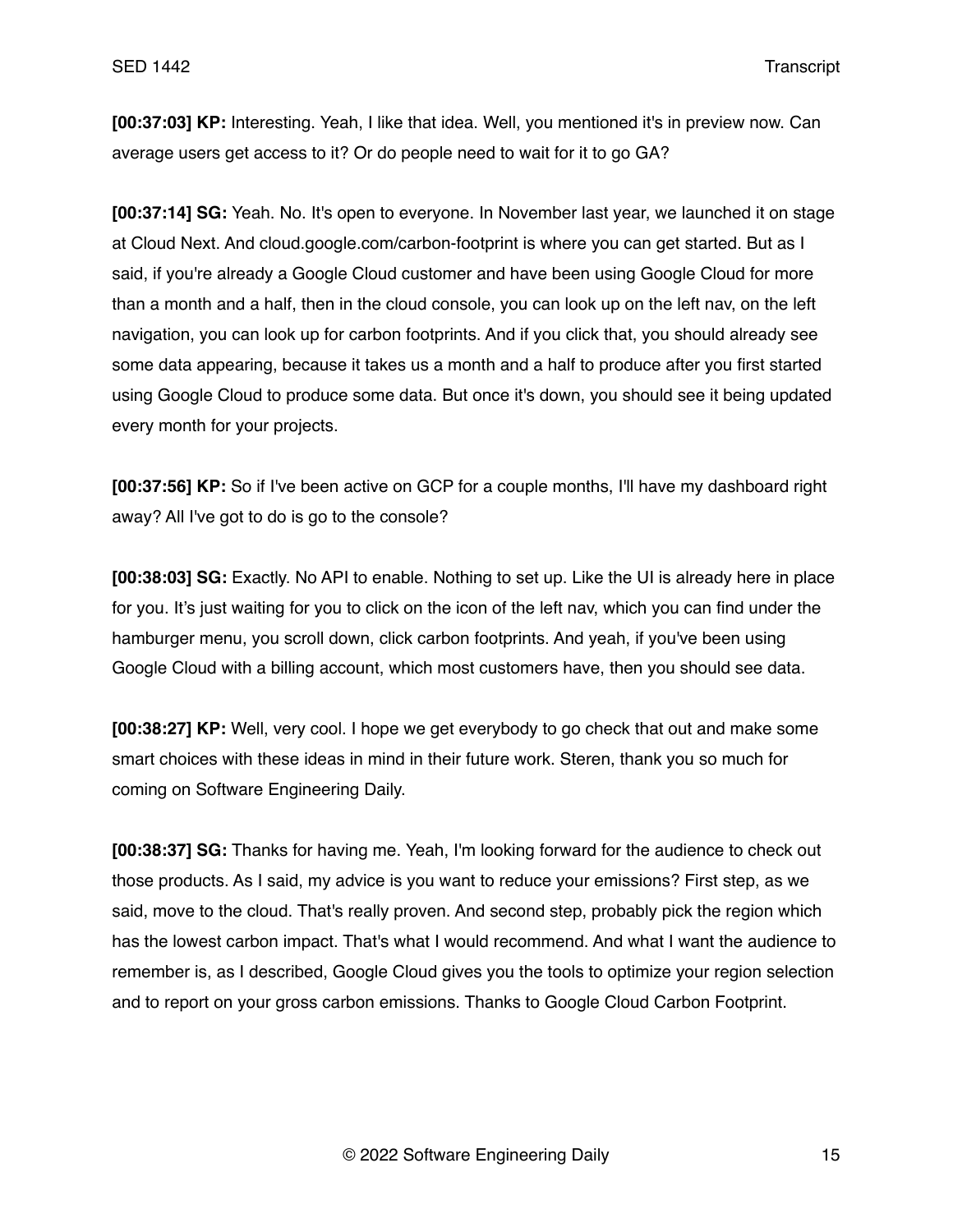**[00:37:03] KP:** Interesting. Yeah, I like that idea. Well, you mentioned it's in preview now. Can average users get access to it? Or do people need to wait for it to go GA?

**[00:37:14] SG:** Yeah. No. It's open to everyone. In November last year, we launched it on stage at Cloud Next. And cloud.google.com/carbon-footprint is where you can get started. But as I said, if you're already a Google Cloud customer and have been using Google Cloud for more than a month and a half, then in the cloud console, you can look up on the left nav, on the left navigation, you can look up for carbon footprints. And if you click that, you should already see some data appearing, because it takes us a month and a half to produce after you first started using Google Cloud to produce some data. But once it's down, you should see it being updated every month for your projects.

**[00:37:56] KP:** So if I've been active on GCP for a couple months, I'll have my dashboard right away? All I've got to do is go to the console?

**[00:38:03] SG:** Exactly. No API to enable. Nothing to set up. Like the UI is already here in place for you. It's just waiting for you to click on the icon of the left nav, which you can find under the hamburger menu, you scroll down, click carbon footprints. And yeah, if you've been using Google Cloud with a billing account, which most customers have, then you should see data.

**[00:38:27] KP:** Well, very cool. I hope we get everybody to go check that out and make some smart choices with these ideas in mind in their future work. Steren, thank you so much for coming on Software Engineering Daily.

**[00:38:37] SG:** Thanks for having me. Yeah, I'm looking forward for the audience to check out those products. As I said, my advice is you want to reduce your emissions? First step, as we said, move to the cloud. That's really proven. And second step, probably pick the region which has the lowest carbon impact. That's what I would recommend. And what I want the audience to remember is, as I described, Google Cloud gives you the tools to optimize your region selection and to report on your gross carbon emissions. Thanks to Google Cloud Carbon Footprint.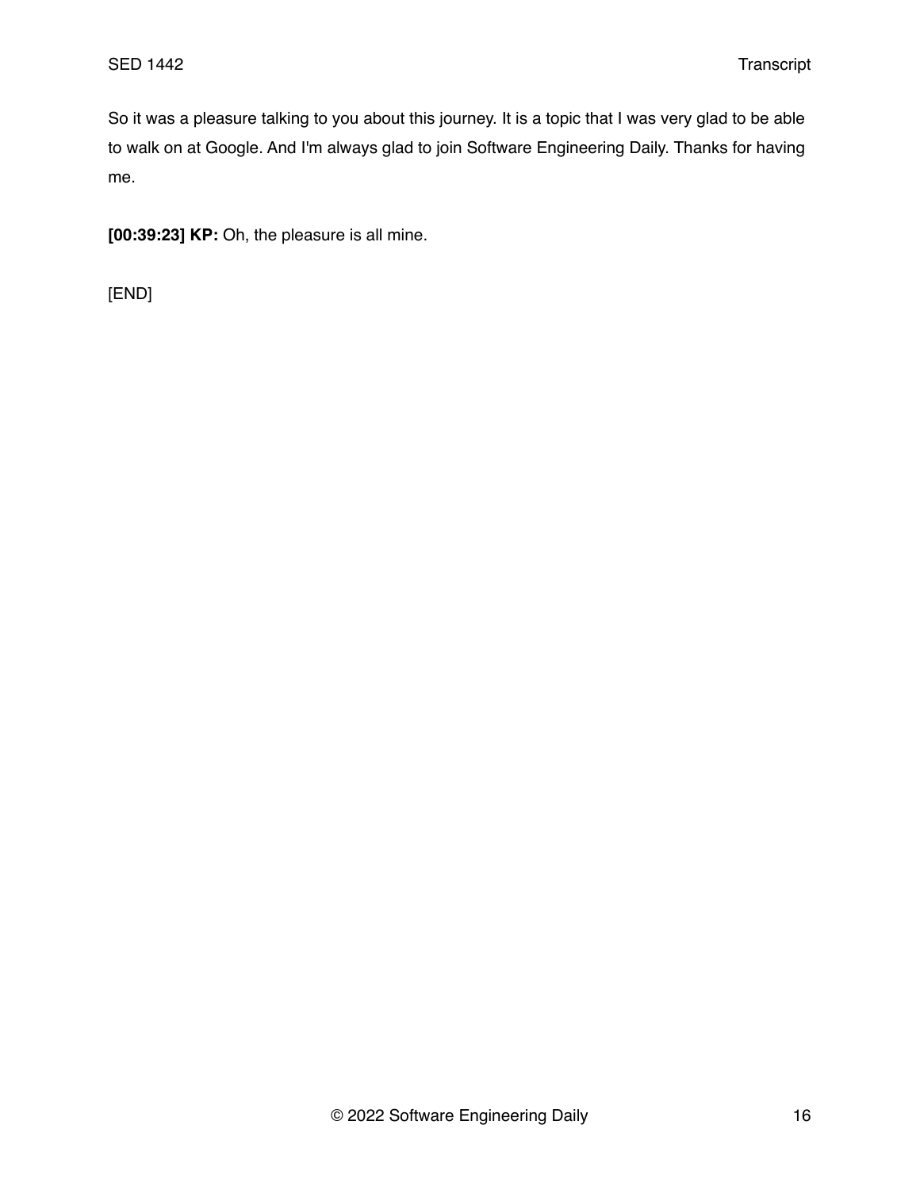So it was a pleasure talking to you about this journey. It is a topic that I was very glad to be able to walk on at Google. And I'm always glad to join Software Engineering Daily. Thanks for having me.

**[00:39:23] KP:** Oh, the pleasure is all mine.

[END]